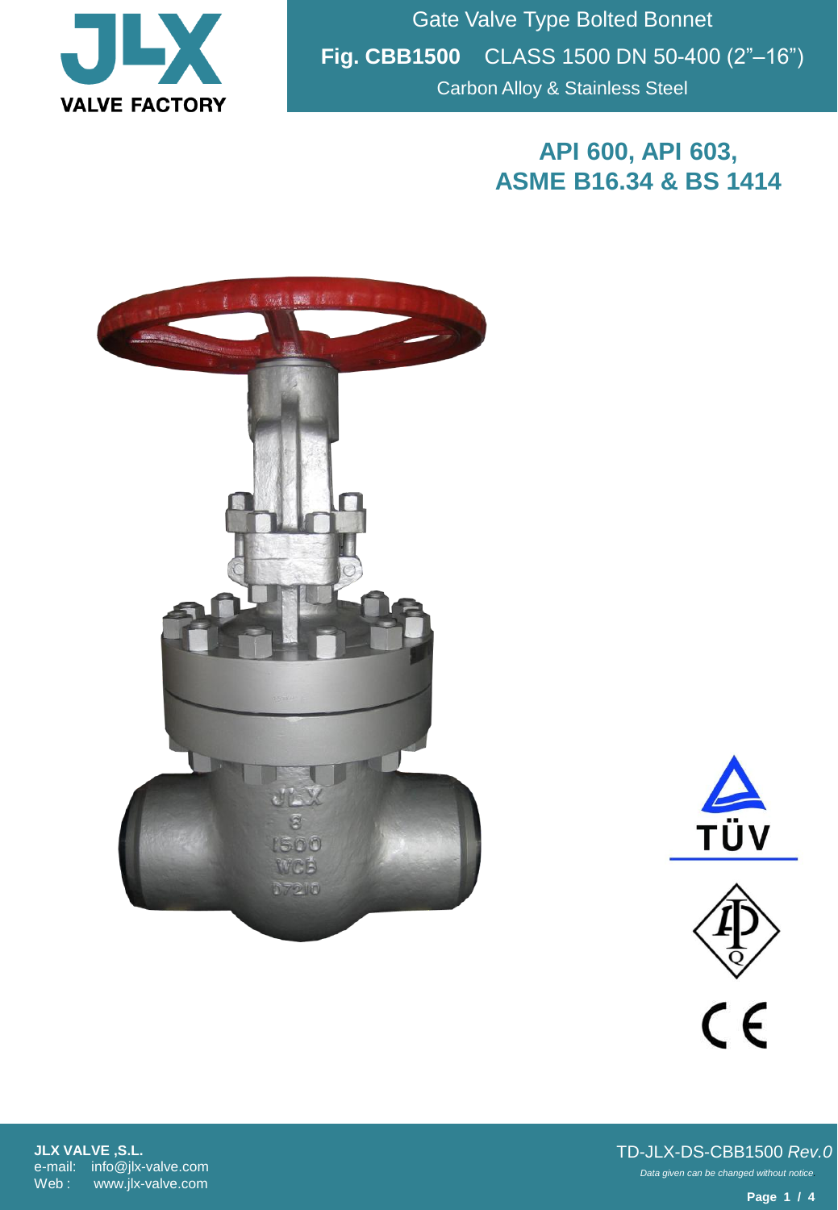JLX VALVE FACTORY

# Gate Valve Type Bolted Bonnet

**Fig. CBB1500** CLASS 1500 DN 50-400 (2"–16")

Carbon Alloy & Stainless Steel

## API 600, API 603, ASME B16.34 & BS 1414

TÜV

**JLX VALVE ,S.L.**
e-mail: info@jlx-valve.com
Web : www.jlx-valve.com

TD-JLX-DS-CBB1500 *Rev.0*

*Data given can be changed without notice.*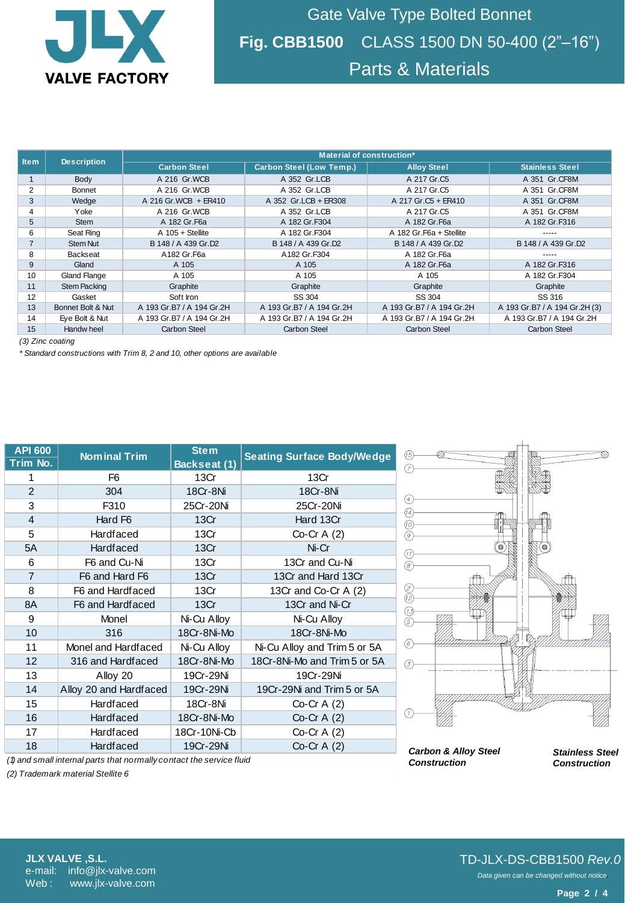# Gate Valve Type Bolted Bonnet

## Fig. CBB1500 CLASS 1500 DN 50-400 (2"–16")

## Parts & Materials

| Item | Description | Material of construction* | | | |
|---|---|---|---|---|---|
| | | Carbon Steel | Carbon Steel (Low Temp.) | Alloy Steel | Stainless Steel |
| 1 | Body | A 216 Gr.WCB | A 352 Gr.LCB | A 217 Gr.C5 | A 351 Gr.CF8M |
| 2 | Bonnet | A 216 Gr.WCB | A 352 Gr.LCB | A 217 Gr.C5 | A 351 Gr.CF8M |
| 3 | Wedge | A 216 Gr.WCB + ER410 | A 352 Gr.LCB + ER308 | A 217 Gr.C5 + ER410 | A 351 Gr.CF8M |
| 4 | Yoke | A 216 Gr.WCB | A 352 Gr.LCB | A 217 Gr.C5 | A 351 Gr.CF8M |
| 5 | Stem | A 182 Gr.F6a | A 182 Gr.F304 | A 182 Gr.F6a | A 182 Gr.F316 |
| 6 | Seat Ring | A 105 + Stellite | A 182 Gr.F304 | A 182 Gr.F6a + Stellite | ----- |
| 7 | Stem Nut | B 148 / A 439 Gr.D2 | B 148 / A 439 Gr.D2 | B 148 / A 439 Gr.D2 | B 148 / A 439 Gr.D2 |
| 8 | Backseat | A182 Gr.F6a | A182 Gr.F304 | A 182 Gr.F6a | ----- |
| 9 | Gland | A 105 | A 105 | A 182 Gr.F6a | A 182 Gr.F316 |
| 10 | Gland Flange | A 105 | A 105 | A 105 | A 182 Gr.F304 |
| 11 | Stem Packing | Graphite | Graphite | Graphite | Graphite |
| 12 | Gasket | Soft Iron | SS 304 | SS 304 | SS 316 |
| 13 | Bonnet Bolt & Nut | A 193 Gr.B7 / A 194 Gr.2H | A 193 Gr.B7 / A 194 Gr.2H | A 193 Gr.B7 / A 194 Gr.2H | A 193 Gr.B7 / A 194 Gr.2H (3) |
| 14 | Eye Bolt & Nut | A 193 Gr.B7 / A 194 Gr.2H | A 193 Gr.B7 / A 194 Gr.2H | A 193 Gr.B7 / A 194 Gr.2H | A 193 Gr.B7 / A 194 Gr.2H |
| 15 | Handwheel | Carbon Steel | Carbon Steel | Carbon Steel | Carbon Steel |

*(3) Zinc coating*

*\* Standard constructions with Trim 8, 2 and 10, other options are available*

| API 600 Trim No. | Nominal Trim | Stem Backseat (1) | Seating Surface Body/Wedge |
|---|---|---|---|
| 1 | F6 | 13Cr | 13Cr |
| 2 | 304 | 18Cr-8Ni | 18Cr-8Ni |
| 3 | F310 | 25Cr-20Ni | 25Cr-20Ni |
| 4 | Hard F6 | 13Cr | Hard 13Cr |
| 5 | Hardfaced | 13Cr | Co-Cr A (2) |
| 5A | Hardfaced | 13Cr | Ni-Cr |
| 6 | F6 and Cu-Ni | 13Cr | 13Cr and Cu-Ni |
| 7 | F6 and Hard F6 | 13Cr | 13Cr and Hard 13Cr |
| 8 | F6 and Hardfaced | 13Cr | 13Cr and Co-Cr A (2) |
| 8A | F6 and Hardfaced | 13Cr | 13Cr and Ni-Cr |
| 9 | Monel | Ni-Cu Alloy | Ni-Cu Alloy |
| 10 | 316 | 18Cr-8Ni-Mo | 18Cr-8Ni-Mo |
| 11 | Monel and Hardfaced | Ni-Cu Alloy | Ni-Cu Alloy and Trim 5 or 5A |
| 12 | 316 and Hardfaced | 18Cr-8Ni-Mo | 18Cr-8Ni-Mo and Trim 5 or 5A |
| 13 | Alloy 20 | 19Cr-29Ni | 19Cr-29Ni |
| 14 | Alloy 20 and Hardfaced | 19Cr-29Ni | 19Cr-29Ni and Trim 5 or 5A |
| 15 | Hardfaced | 18Cr-8Ni | Co-Cr A (2) |
| 16 | Hardfaced | 18Cr-8Ni-Mo | Co-Cr A (2) |
| 17 | Hardfaced | 18Cr-10Ni-Cb | Co-Cr A (2) |
| 18 | Hardfaced | 19Cr-29Ni | Co-Cr A (2) |

*(1) and small internal parts that normally contact the service fluid*

*(2) Trademark material Stellite 6*

***Carbon & Alloy Steel Construction*** | ***Stainless Steel Construction***

**JLX VALVE ,S.L.**
e-mail: info@jlx-valve.com
Web : www.jlx-valve.com

TD-JLX-DS-CBB1500 *Rev.0*

*Data given can be changed without notice*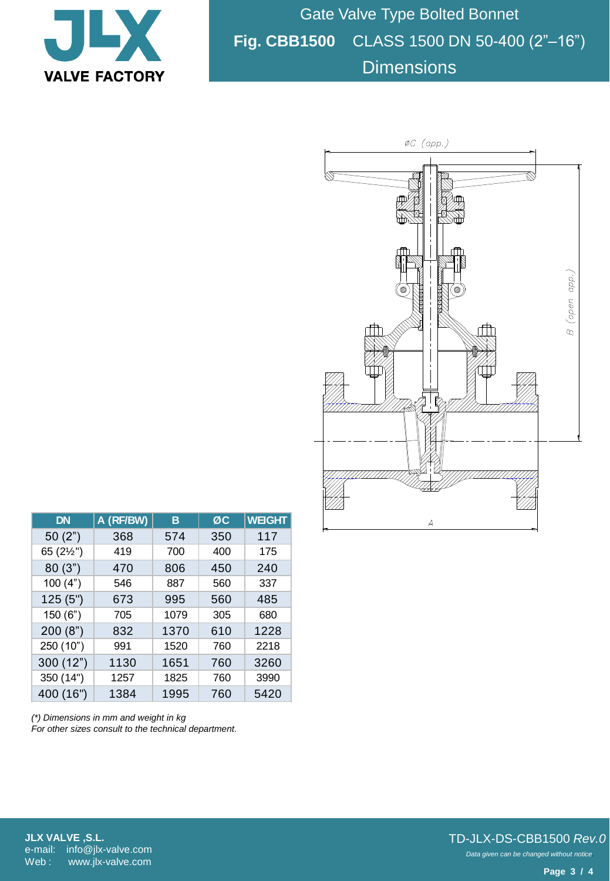# Gate Valve Type Bolted Bonnet

## **Fig. CBB1500** CLASS 1500 DN 50-400 (2"–16")

## Dimensions

ØC (app.)

B (open app.)

A

| DN | A (RF/BW) | B | ØC | WEIGHT |
|---|---|---|---|---|
| 50 (2") | 368 | 574 | 350 | 117 |
| 65 (2½") | 419 | 700 | 400 | 175 |
| 80 (3") | 470 | 806 | 450 | 240 |
| 100 (4") | 546 | 887 | 560 | 337 |
| 125 (5") | 673 | 995 | 560 | 485 |
| 150 (6") | 705 | 1079 | 305 | 680 |
| 200 (8") | 832 | 1370 | 610 | 1228 |
| 250 (10") | 991 | 1520 | 760 | 2218 |
| 300 (12") | 1130 | 1651 | 760 | 3260 |
| 350 (14") | 1257 | 1825 | 760 | 3990 |
| 400 (16") | 1384 | 1995 | 760 | 5420 |

*(\*) Dimensions in mm and weight in kg*
*For other sizes consult to the technical department.*

**JLX VALVE ,S.L.**
e-mail: info@jlx-valve.com
Web : www.jlx-valve.com

TD-JLX-DS-CBB1500 *Rev.0*

*Data given can be changed without notice.*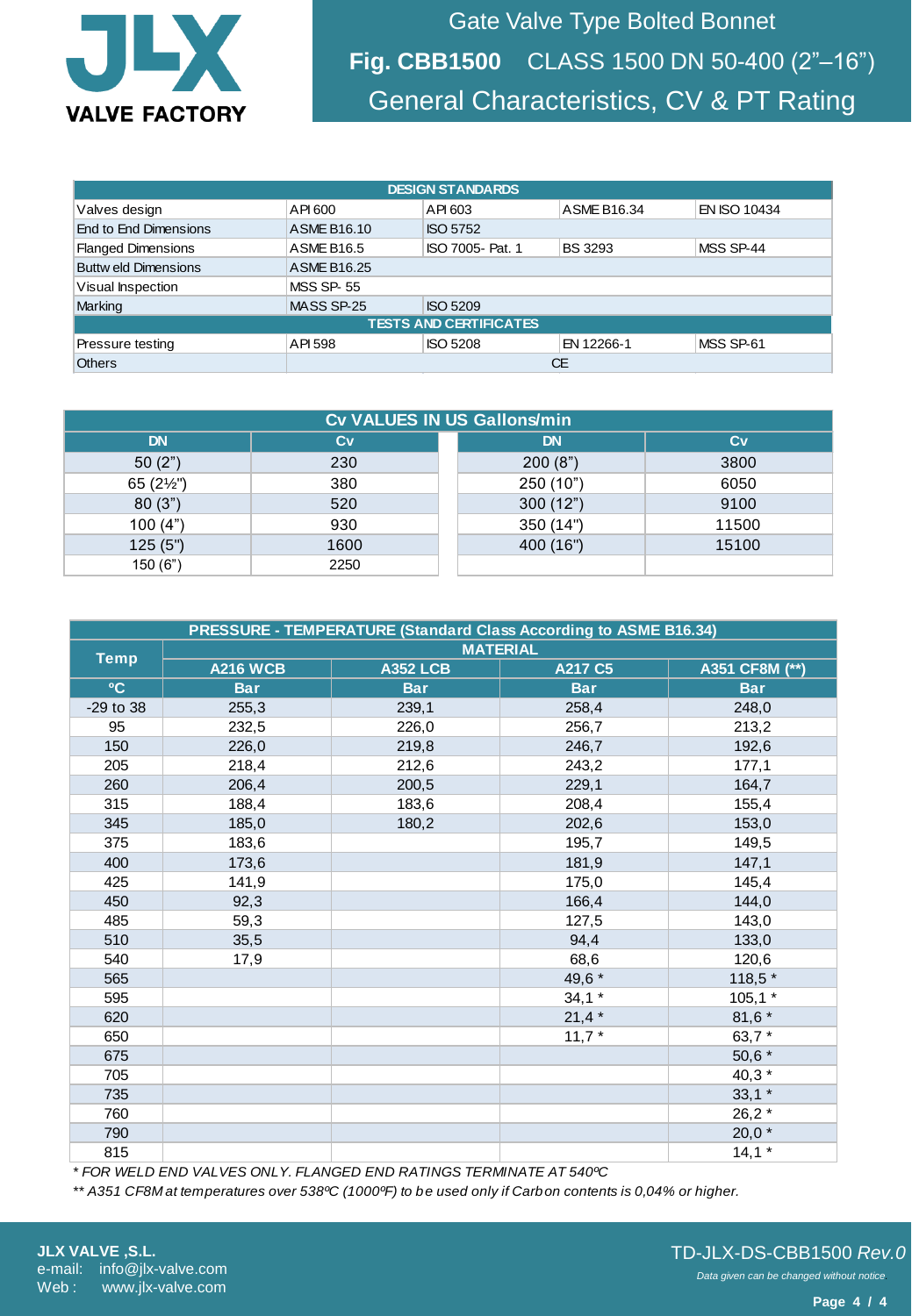# Gate Valve Type Bolted Bonnet

## Fig. CBB1500 CLASS 1500 DN 50-400 (2"–16")

## General Characteristics, CV & PT Rating

| DESIGN STANDARDS | | | | |
|---|---|---|---|---|
| Valves design | API 600 | API 603 | ASME B16.34 | EN ISO 10434 |
| End to End Dimensions | ASME B16.10 | ISO 5752 | | |
| Flanged Dimensions | ASME B16.5 | ISO 7005- Pat. 1 | BS 3293 | MSS SP-44 |
| Buttweld Dimensions | ASME B16.25 | | | |
| Visual Inspection | MSS SP- 55 | | | |
| Marking | MASS SP-25 | ISO 5209 | | |
| **TESTS AND CERTIFICATES** | | | | |
| Pressure testing | API 598 | ISO 5208 | EN 12266-1 | MSS SP-61 |
| Others | | CE | | |

| Cv VALUES IN US Gallons/min | | | |
|---|---|---|---|
| **DN** | **Cv** | **DN** | **Cv** |
| 50 (2") | 230 | 200 (8") | 3800 |
| 65 (2½") | 380 | 250 (10") | 6050 |
| 80 (3") | 520 | 300 (12") | 9100 |
| 100 (4") | 930 | 350 (14") | 11500 |
| 125 (5") | 1600 | 400 (16") | 15100 |
| 150 (6") | 2250 | | |

PRESSURE - TEMPERATURE (Standard Class According to ASME B16.34)

| Temp | MATERIAL | | | |
|---|---|---|---|---|
| | A216 WCB | A352 LCB | A217 C5 | A351 CF8M (**) |
| ºC | Bar | Bar | Bar | Bar |
| -29 to 38 | 255,3 | 239,1 | 258,4 | 248,0 |
| 95 | 232,5 | 226,0 | 256,7 | 213,2 |
| 150 | 226,0 | 219,8 | 246,7 | 192,6 |
| 205 | 218,4 | 212,6 | 243,2 | 177,1 |
| 260 | 206,4 | 200,5 | 229,1 | 164,7 |
| 315 | 188,4 | 183,6 | 208,4 | 155,4 |
| 345 | 185,0 | 180,2 | 202,6 | 153,0 |
| 375 | 183,6 | | 195,7 | 149,5 |
| 400 | 173,6 | | 181,9 | 147,1 |
| 425 | 141,9 | | 175,0 | 145,4 |
| 450 | 92,3 | | 166,4 | 144,0 |
| 485 | 59,3 | | 127,5 | 143,0 |
| 510 | 35,5 | | 94,4 | 133,0 |
| 540 | 17,9 | | 68,6 | 120,6 |
| 565 | | | 49,6 * | 118,5 * |
| 595 | | | 34,1 * | 105,1 * |
| 620 | | | 21,4 * | 81,6 * |
| 650 | | | 11,7 * | 63,7 * |
| 675 | | | | 50,6 * |
| 705 | | | | 40,3 * |
| 735 | | | | 33,1 * |
| 760 | | | | 26,2 * |
| 790 | | | | 20,0 * |
| 815 | | | | 14,1 * |

*\* FOR WELD END VALVES ONLY. FLANGED END RATINGS TERMINATE AT 540ºC*

*\*\* A351 CF8M at temperatures over 538ºC (1000ºF) to be used only if Carbon contents is 0,04% or higher.*

**JLX VALVE ,S.L.**
e-mail: info@jlx-valve.com
Web : www.jlx-valve.com

TD-JLX-DS-CBB1500 *Rev.0*

*Data given can be changed without notice.*